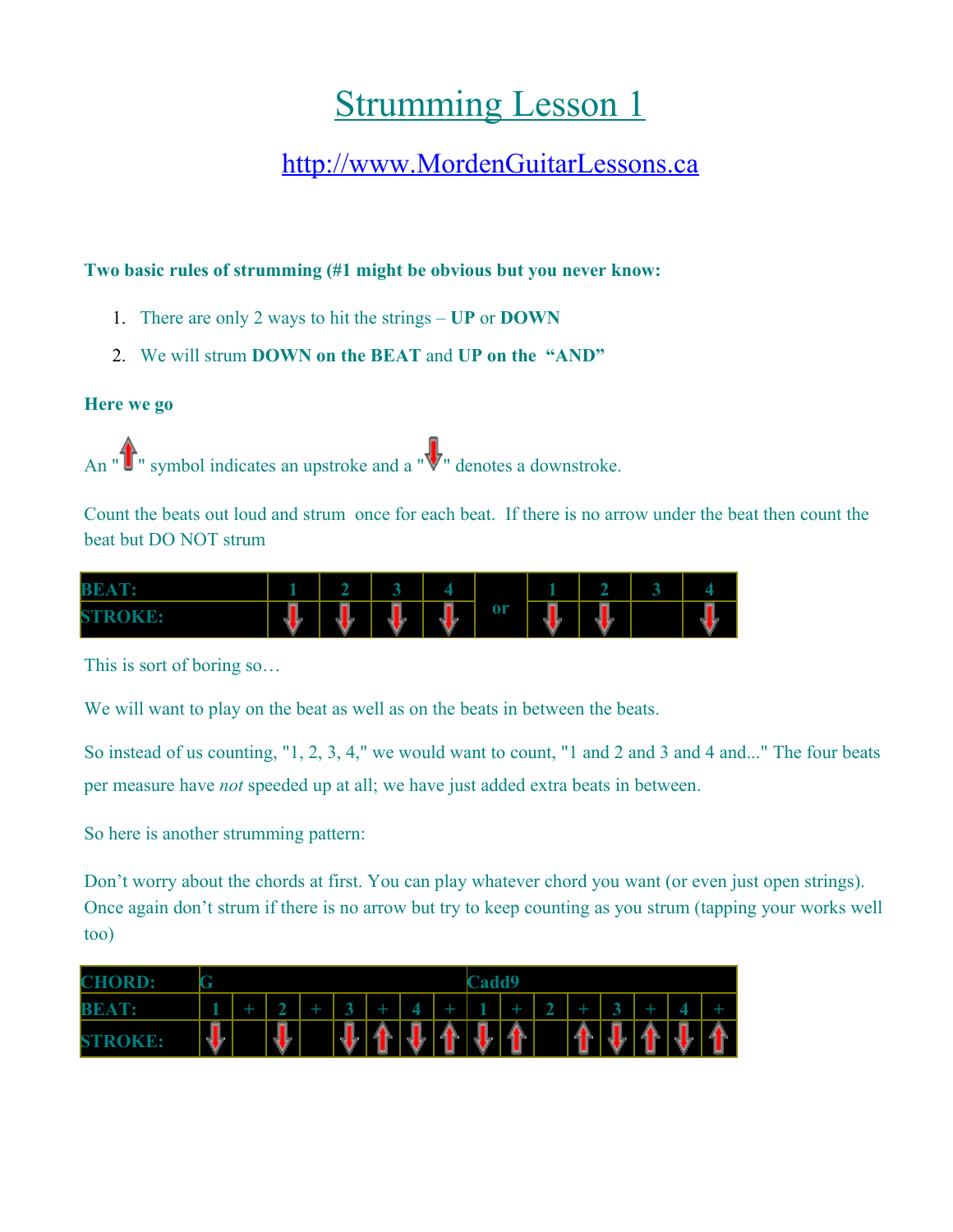# Strumming Lesson 1

## http://www.MordenGuitarLessons.ca

**Two basic rules of strumming (#1 might be obvious but you never know:**

1. There are only 2 ways to hit the strings – **UP** or **DOWN**
2. We will strum **DOWN on the BEAT** and **UP on the "AND"**

**Here we go**

An "↑" symbol indicates an upstroke and a "↓" denotes a downstroke.

Count the beats out loud and strum once for each beat. If there is no arrow under the beat then count the beat but DO NOT strum

| BEAT: | 1 | 2 | 3 | 4 | or | 1 | 2 | 3 | 4 |
|---|---|---|---|---|---|---|---|---|---|
| STROKE: | ↓ | ↓ | ↓ | ↓ | | ↓ | ↓ | | ↓ |

This is sort of boring so…

We will want to play on the beat as well as on the beats in between the beats.

So instead of us counting, "1, 2, 3, 4," we would want to count, "1 and 2 and 3 and 4 and..." The four beats per measure have *not* speeded up at all; we have just added extra beats in between.

So here is another strumming pattern:

Don't worry about the chords at first. You can play whatever chord you want (or even just open strings). Once again don't strum if there is no arrow but try to keep counting as you strum (tapping your works well too)

| CHORD: | G | | | | | | | | Cadd9 | | | | | | | |
|---|---|---|---|---|---|---|---|---|---|---|---|---|---|---|---|---|
| BEAT: | 1 | + | 2 | + | 3 | + | 4 | + | 1 | + | 2 | + | 3 | + | 4 | + |
| STROKE: | ↓ | | ↓ | | ↓ | ↑ | ↓ | ↑ | ↓ | ↑ | | ↑ | ↓ | ↑ | ↓ | ↑ |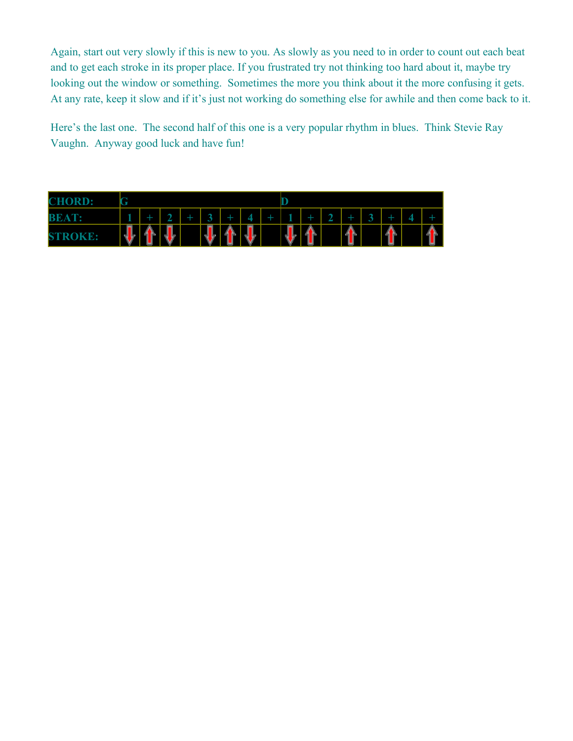Again, start out very slowly if this is new to you. As slowly as you need to in order to count out each beat and to get each stroke in its proper place. If you frustrated try not thinking too hard about it, maybe try looking out the window or something. Sometimes the more you think about it the more confusing it gets. At any rate, keep it slow and if it's just not working do something else for awhile and then come back to it.

Here's the last one. The second half of this one is a very popular rhythm in blues. Think Stevie Ray Vaughn. Anyway good luck and have fun!

| | | | | | | | | | | | | | | | | |
|---|---|---|---|---|---|---|---|---|---|---|---|---|---|---|---|---|
| **CHORD:** | **G** | | | | | | | | **D** | | | | | | | |
| **BEAT:** | 1 | + | 2 | + | 3 | + | 4 | + | 1 | + | 2 | + | 3 | + | 4 | + |
| **STROKE:** | ↓ | ↑ | ↓ | | ↓ | ↑ | ↓ | | ↓ | ↑ | | ↑ | | ↑ | | ↑ |